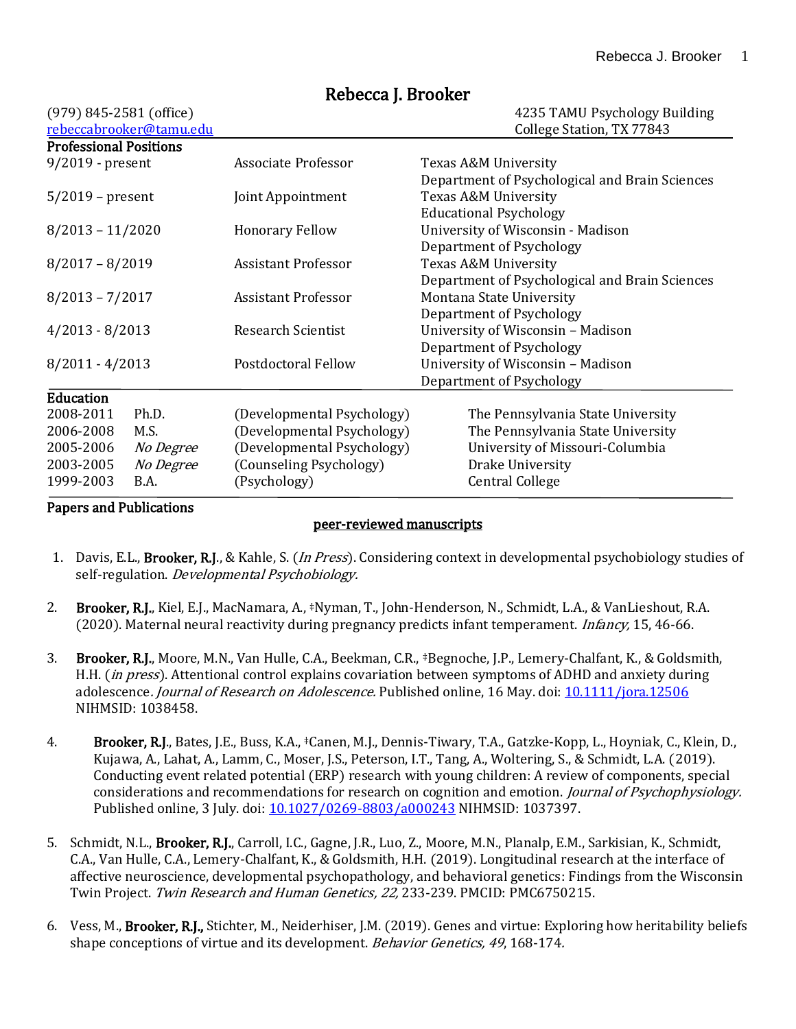# Rebecca J. Brooker

(979) 845-2581 (office)
rebeccabrooker@tamu.edu

4235 TAMU Psychology Building
College Station, TX 77843

## Professional Positions

| | | |
|---|---|---|
| 9/2019 - present | Associate Professor | Texas A&M University<br>Department of Psychological and Brain Sciences |
| 5/2019 – present | Joint Appointment | Texas A&M University<br>Educational Psychology |
| 8/2013 – 11/2020 | Honorary Fellow | University of Wisconsin - Madison<br>Department of Psychology |
| 8/2017 – 8/2019 | Assistant Professor | Texas A&M University<br>Department of Psychological and Brain Sciences |
| 8/2013 – 7/2017 | Assistant Professor | Montana State University<br>Department of Psychology |
| 4/2013 - 8/2013 | Research Scientist | University of Wisconsin – Madison<br>Department of Psychology |
| 8/2011 - 4/2013 | Postdoctoral Fellow | University of Wisconsin – Madison<br>Department of Psychology |

## Education

| | | | |
|---|---|---|---|
| 2008-2011 | Ph.D. | (Developmental Psychology) | The Pennsylvania State University |
| 2006-2008 | M.S. | (Developmental Psychology) | The Pennsylvania State University |
| 2005-2006 | *No Degree* | (Developmental Psychology) | University of Missouri-Columbia |
| 2003-2005 | *No Degree* | (Counseling Psychology) | Drake University |
| 1999-2003 | B.A. | (Psychology) | Central College |

## Papers and Publications

### peer-reviewed manuscripts

1. Davis, E.L., **Brooker, R.J.**, & Kahle, S. (*In Press*). Considering context in developmental psychobiology studies of self-regulation. *Developmental Psychobiology.*

2. **Brooker, R.J.**, Kiel, E.J., MacNamara, A., ‡Nyman, T., John-Henderson, N., Schmidt, L.A., & VanLieshout, R.A. (2020). Maternal neural reactivity during pregnancy predicts infant temperament. *Infancy,* 15, 46-66.

3. **Brooker, R.J.**, Moore, M.N., Van Hulle, C.A., Beekman, C.R., ‡Begnoche, J.P., Lemery-Chalfant, K., & Goldsmith, H.H. (*in press*). Attentional control explains covariation between symptoms of ADHD and anxiety during adolescence*. Journal of Research on Adolescence.* Published online, 16 May. doi: 10.1111/jora.12506 NIHMSID: 1038458.

4. **Brooker, R.J.**, Bates, J.E., Buss, K.A., ‡Canen, M.J., Dennis-Tiwary, T.A., Gatzke-Kopp, L., Hoyniak, C., Klein, D., Kujawa, A., Lahat, A., Lamm, C., Moser, J.S., Peterson, I.T., Tang, A., Woltering, S., & Schmidt, L.A. (2019). Conducting event related potential (ERP) research with young children: A review of components, special considerations and recommendations for research on cognition and emotion. *Journal of Psychophysiology.* Published online, 3 July. doi: 10.1027/0269-8803/a000243 NIHMSID: 1037397.

5. Schmidt, N.L., **Brooker, R.J.**, Carroll, I.C., Gagne, J.R., Luo, Z., Moore, M.N., Planalp, E.M., Sarkisian, K., Schmidt, C.A., Van Hulle, C.A., Lemery-Chalfant, K., & Goldsmith, H.H. (2019). Longitudinal research at the interface of affective neuroscience, developmental psychopathology, and behavioral genetics: Findings from the Wisconsin Twin Project. *Twin Research and Human Genetics, 22,* 233-239. PMCID: PMC6750215.

6. Vess, M., **Brooker, R.J.,** Stichter, M., Neiderhiser, J.M. (2019). Genes and virtue: Exploring how heritability beliefs shape conceptions of virtue and its development. *Behavior Genetics, 49*, 168-174*.*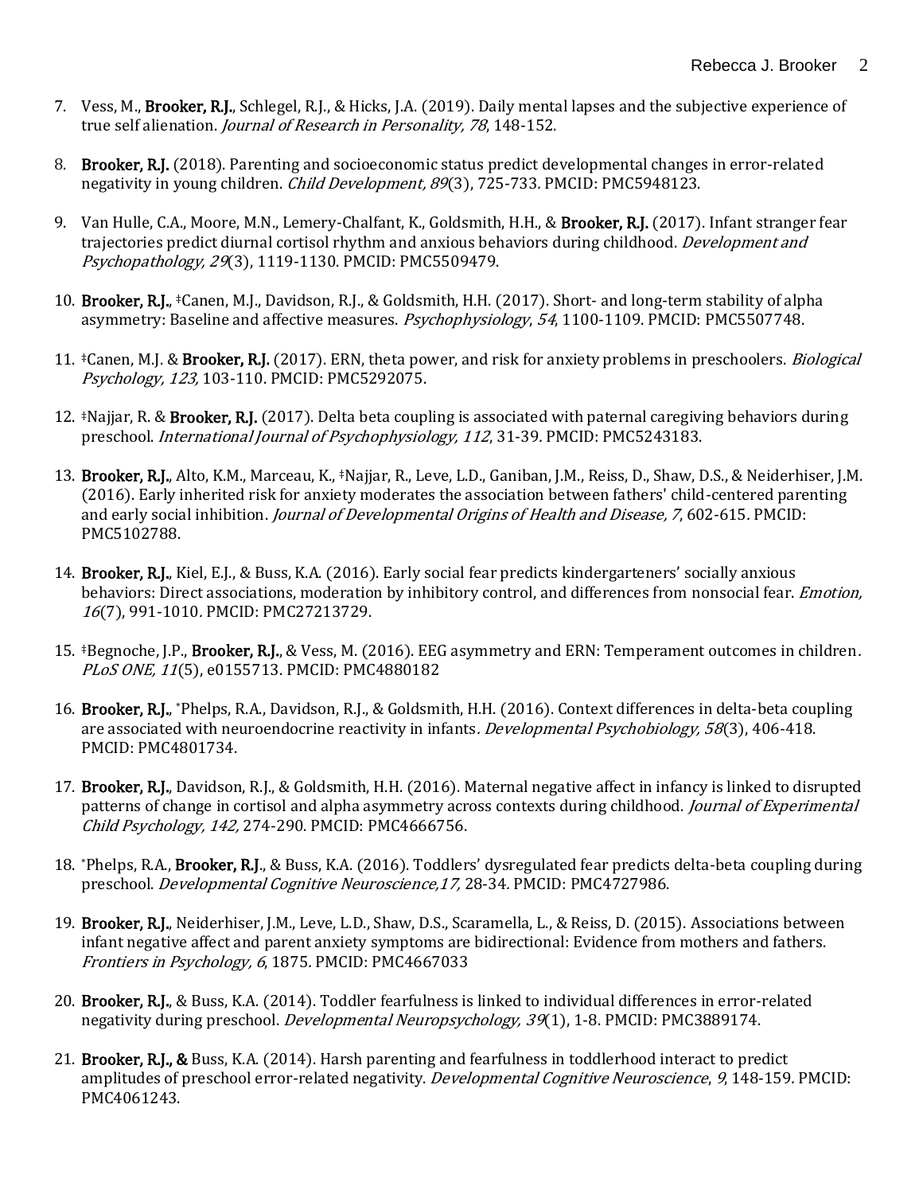7. Vess, M., **Brooker, R.J.**, Schlegel, R.J., & Hicks, J.A. (2019). Daily mental lapses and the subjective experience of true self alienation. *Journal of Research in Personality, 78*, 148-152.

8. **Brooker, R.J.** (2018). Parenting and socioeconomic status predict developmental changes in error-related negativity in young children. *Child Development, 89*(3), 725-733*.* PMCID: PMC5948123.

9. Van Hulle, C.A., Moore, M.N., Lemery-Chalfant, K., Goldsmith, H.H., & **Brooker, R.J.** (2017). Infant stranger fear trajectories predict diurnal cortisol rhythm and anxious behaviors during childhood. *Development and Psychopathology, 29*(3), 1119-1130. PMCID: PMC5509479.

10. **Brooker, R.J.**, ‡Canen, M.J., Davidson, R.J., & Goldsmith, H.H. (2017). Short- and long-term stability of alpha asymmetry: Baseline and affective measures. *Psychophysiology*, *54*, 1100-1109. PMCID: PMC5507748.

11. ‡Canen, M.J. & **Brooker, R.J.** (2017). ERN, theta power, and risk for anxiety problems in preschoolers. *Biological Psychology, 123,* 103-110. PMCID: PMC5292075.

12. ‡Najjar, R. & **Brooker, R.J.** (2017). Delta beta coupling is associated with paternal caregiving behaviors during preschool. *International Journal of Psychophysiology, 112*, 31-39*.* PMCID: PMC5243183.

13. **Brooker, R.J.**, Alto, K.M., Marceau, K., ‡Najjar, R., Leve, L.D., Ganiban, J.M., Reiss, D., Shaw, D.S., & Neiderhiser, J.M. (2016). Early inherited risk for anxiety moderates the association between fathers' child-centered parenting and early social inhibition. *Journal of Developmental Origins of Health and Disease, 7*, 602-615*.* PMCID: PMC5102788.

14. **Brooker, R.J.**, Kiel, E.J., & Buss, K.A. (2016). Early social fear predicts kindergarteners' socially anxious behaviors: Direct associations, moderation by inhibitory control, and differences from nonsocial fear. *Emotion, 16*(7), 991-1010*.* PMCID: PMC27213729.

15. ‡Begnoche, J.P., **Brooker, R.J.**, & Vess, M. (2016). EEG asymmetry and ERN: Temperament outcomes in children*. PLoS ONE, 11*(5), e0155713. PMCID: PMC4880182

16. **Brooker, R.J.**, *Phelps, R.A., Davidson, R.J., & Goldsmith, H.H. (2016). Context differences in delta-beta coupling are associated with neuroendocrine reactivity in infants*. Developmental Psychobiology, 58*(3), 406-418. PMCID: PMC4801734.

17. **Brooker, R.J.**, Davidson, R.J., & Goldsmith, H.H. (2016). Maternal negative affect in infancy is linked to disrupted patterns of change in cortisol and alpha asymmetry across contexts during childhood. *Journal of Experimental Child Psychology, 142,* 274-290. PMCID: PMC4666756.

18. *Phelps, R.A., **Brooker, R.J.**, & Buss, K.A. (2016). Toddlers' dysregulated fear predicts delta-beta coupling during preschool. *Developmental Cognitive Neuroscience,17,* 28-34*.* PMCID: PMC4727986.

19. **Brooker, R.J.**, Neiderhiser, J.M., Leve, L.D., Shaw, D.S., Scaramella, L., & Reiss, D. (2015). Associations between infant negative affect and parent anxiety symptoms are bidirectional: Evidence from mothers and fathers. *Frontiers in Psychology, 6*, 1875*.* PMCID: PMC4667033

20. **Brooker, R.J.**, & Buss, K.A. (2014). Toddler fearfulness is linked to individual differences in error-related negativity during preschool. *Developmental Neuropsychology, 39*(1), 1-8. PMCID: PMC3889174.

21. **Brooker, R.J., &** Buss, K.A. (2014). Harsh parenting and fearfulness in toddlerhood interact to predict amplitudes of preschool error-related negativity. *Developmental Cognitive Neuroscience*, *9*, 148-159*.* PMCID: PMC4061243.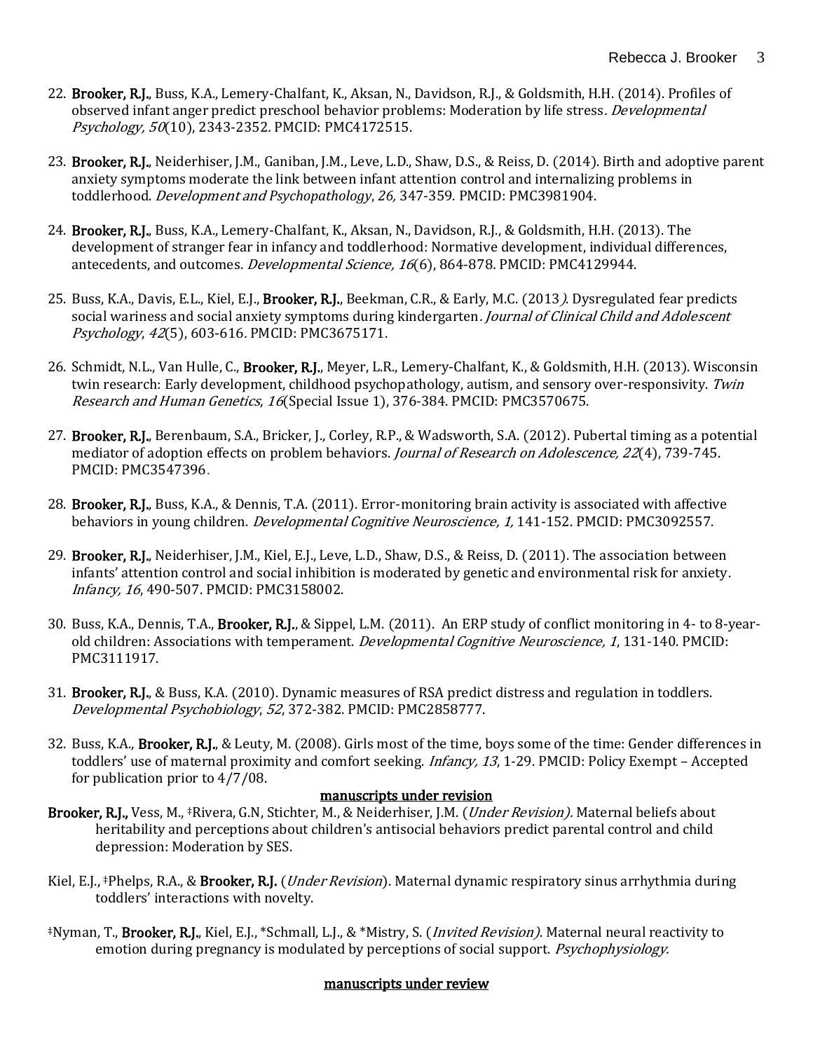22. **Brooker, R.J.**, Buss, K.A., Lemery-Chalfant, K., Aksan, N., Davidson, R.J., & Goldsmith, H.H. (2014). Profiles of observed infant anger predict preschool behavior problems: Moderation by life stress. *Developmental Psychology, 50*(10), 2343-2352. PMCID: PMC4172515.

23. **Brooker, R.J.**, Neiderhiser, J.M., Ganiban, J.M., Leve, L.D., Shaw, D.S., & Reiss, D. (2014). Birth and adoptive parent anxiety symptoms moderate the link between infant attention control and internalizing problems in toddlerhood. *Development and Psychopathology*, *26,* 347-359. PMCID: PMC3981904.

24. **Brooker, R.J.**, Buss, K.A., Lemery-Chalfant, K., Aksan, N., Davidson, R.J., & Goldsmith, H.H. (2013). The development of stranger fear in infancy and toddlerhood: Normative development, individual differences, antecedents, and outcomes. *Developmental Science, 16*(6), 864-878. PMCID: PMC4129944.

25. Buss, K.A., Davis, E.L., Kiel, E.J., **Brooker, R.J.**, Beekman, C.R., & Early, M.C. (2013). Dysregulated fear predicts social wariness and social anxiety symptoms during kindergarten. *Journal of Clinical Child and Adolescent Psychology*, *42*(5), 603-616. PMCID: PMC3675171.

26. Schmidt, N.L., Van Hulle, C., **Brooker, R.J.**, Meyer, L.R., Lemery-Chalfant, K., & Goldsmith, H.H. (2013). Wisconsin twin research: Early development, childhood psychopathology, autism, and sensory over-responsivity. *Twin Research and Human Genetics*, *16*(Special Issue 1), 376-384. PMCID: PMC3570675.

27. **Brooker, R.J.**, Berenbaum, S.A., Bricker, J., Corley, R.P., & Wadsworth, S.A. (2012). Pubertal timing as a potential mediator of adoption effects on problem behaviors. *Journal of Research on Adolescence, 22*(4), 739-745. PMCID: PMC3547396.

28. **Brooker, R.J.**, Buss, K.A., & Dennis, T.A. (2011). Error-monitoring brain activity is associated with affective behaviors in young children. *Developmental Cognitive Neuroscience, 1,* 141-152. PMCID: PMC3092557.

29. **Brooker, R.J.**, Neiderhiser, J.M., Kiel, E.J., Leve, L.D., Shaw, D.S., & Reiss, D. (2011). The association between infants' attention control and social inhibition is moderated by genetic and environmental risk for anxiety. *Infancy, 16*, 490-507. PMCID: PMC3158002.

30. Buss, K.A., Dennis, T.A., **Brooker, R.J.**, & Sippel, L.M. (2011). An ERP study of conflict monitoring in 4- to 8-year-old children: Associations with temperament. *Developmental Cognitive Neuroscience, 1*, 131-140. PMCID: PMC3111917.

31. **Brooker, R.J.**, & Buss, K.A. (2010). Dynamic measures of RSA predict distress and regulation in toddlers. *Developmental Psychobiology*, *52*, 372-382. PMCID: PMC2858777.

32. Buss, K.A., **Brooker, R.J.**, & Leuty, M. (2008). Girls most of the time, boys some of the time: Gender differences in toddlers' use of maternal proximity and comfort seeking. *Infancy, 13*, 1-29. PMCID: Policy Exempt – Accepted for publication prior to 4/7/08.

## manuscripts under revision

**Brooker, R.J.**, Vess, M., ‡Rivera, G.N, Stichter, M., & Neiderhiser, J.M. (*Under Revision).* Maternal beliefs about heritability and perceptions about children's antisocial behaviors predict parental control and child depression: Moderation by SES.

Kiel, E.J., ‡Phelps, R.A., & **Brooker, R.J.** (*Under Revision*). Maternal dynamic respiratory sinus arrhythmia during toddlers' interactions with novelty.

‡Nyman, T., **Brooker, R.J.**, Kiel, E.J., *Schmall, L.J., & *Mistry, S. (*Invited Revision)*. Maternal neural reactivity to emotion during pregnancy is modulated by perceptions of social support. *Psychophysiology.*

## manuscripts under review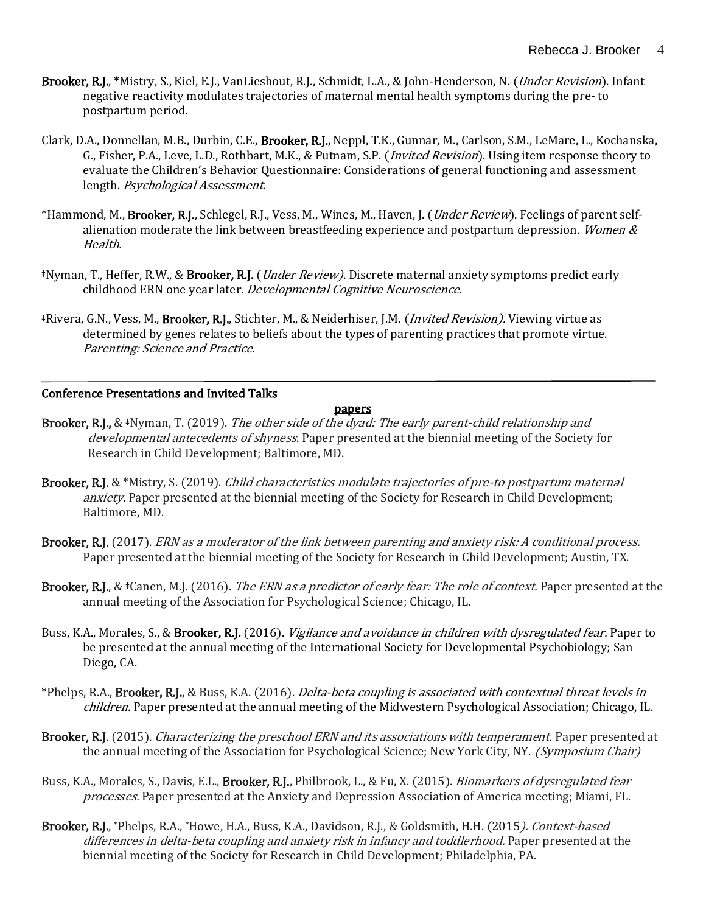**Brooker, R.J.**, *Mistry, S., Kiel, E.J., VanLieshout, R.J., Schmidt, L.A., & John-Henderson, N. (*Under Revision*). Infant negative reactivity modulates trajectories of maternal mental health symptoms during the pre- to postpartum period.

Clark, D.A., Donnellan, M.B., Durbin, C.E., **Brooker, R.J.**, Neppl, T.K., Gunnar, M., Carlson, S.M., LeMare, L., Kochanska, G., Fisher, P.A., Leve, L.D., Rothbart, M.K., & Putnam, S.P. (*Invited Revision*). Using item response theory to evaluate the Children's Behavior Questionnaire: Considerations of general functioning and assessment length. *Psychological Assessment.*

*Hammond, M., **Brooker, R.J.**, Schlegel, R.J., Vess, M., Wines, M., Haven, J. (*Under Review*). Feelings of parent self-alienation moderate the link between breastfeeding experience and postpartum depression. *Women & Health.*

‡Nyman, T., Heffer, R.W., & **Brooker, R.J.** (*Under Review)*. Discrete maternal anxiety symptoms predict early childhood ERN one year later. *Developmental Cognitive Neuroscience*.

‡Rivera, G.N., Vess, M., **Brooker, R.J.**, Stichter, M., & Neiderhiser, J.M. (*Invited Revision).* Viewing virtue as determined by genes relates to beliefs about the types of parenting practices that promote virtue. *Parenting: Science and Practice.*

---

## Conference Presentations and Invited Talks

### papers

**Brooker, R.J.,** & ‡Nyman, T. (2019). *The other side of the dyad: The early parent-child relationship and developmental antecedents of shyness*. Paper presented at the biennial meeting of the Society for Research in Child Development; Baltimore, MD.

**Brooker, R.J.** & *Mistry, S. (2019). *Child characteristics modulate trajectories of pre-to postpartum maternal anxiety.* Paper presented at the biennial meeting of the Society for Research in Child Development; Baltimore, MD.

**Brooker, R.J.** (2017). *ERN as a moderator of the link between parenting and anxiety risk: A conditional process.* Paper presented at the biennial meeting of the Society for Research in Child Development; Austin, TX.

**Brooker, R.J.**, & ‡Canen, M.J. (2016). *The ERN as a predictor of early fear: The role of context.* Paper presented at the annual meeting of the Association for Psychological Science; Chicago, IL.

Buss, K.A., Morales, S., & **Brooker, R.J.** (2016). *Vigilance and avoidance in children with dysregulated fear.* Paper to be presented at the annual meeting of the International Society for Developmental Psychobiology; San Diego, CA.

*Phelps, R.A., **Brooker, R.J.**, & Buss, K.A. (2016). *Delta-beta coupling is associated with contextual threat levels in children.* Paper presented at the annual meeting of the Midwestern Psychological Association; Chicago, IL.

**Brooker, R.J.** (2015). *Characterizing the preschool ERN and its associations with temperament.* Paper presented at the annual meeting of the Association for Psychological Science; New York City, NY. *(Symposium Chair)*

Buss, K.A., Morales, S., Davis, E.L., **Brooker, R.J.**, Philbrook, L., & Fu, X. (2015). *Biomarkers of dysregulated fear processes.* Paper presented at the Anxiety and Depression Association of America meeting; Miami, FL.

**Brooker, R.J.**, *Phelps, R.A., *Howe, H.A., Buss, K.A., Davidson, R.J., & Goldsmith, H.H. (2015*). Context-based differences in delta-beta coupling and anxiety risk in infancy and toddlerhood.* Paper presented at the biennial meeting of the Society for Research in Child Development; Philadelphia, PA.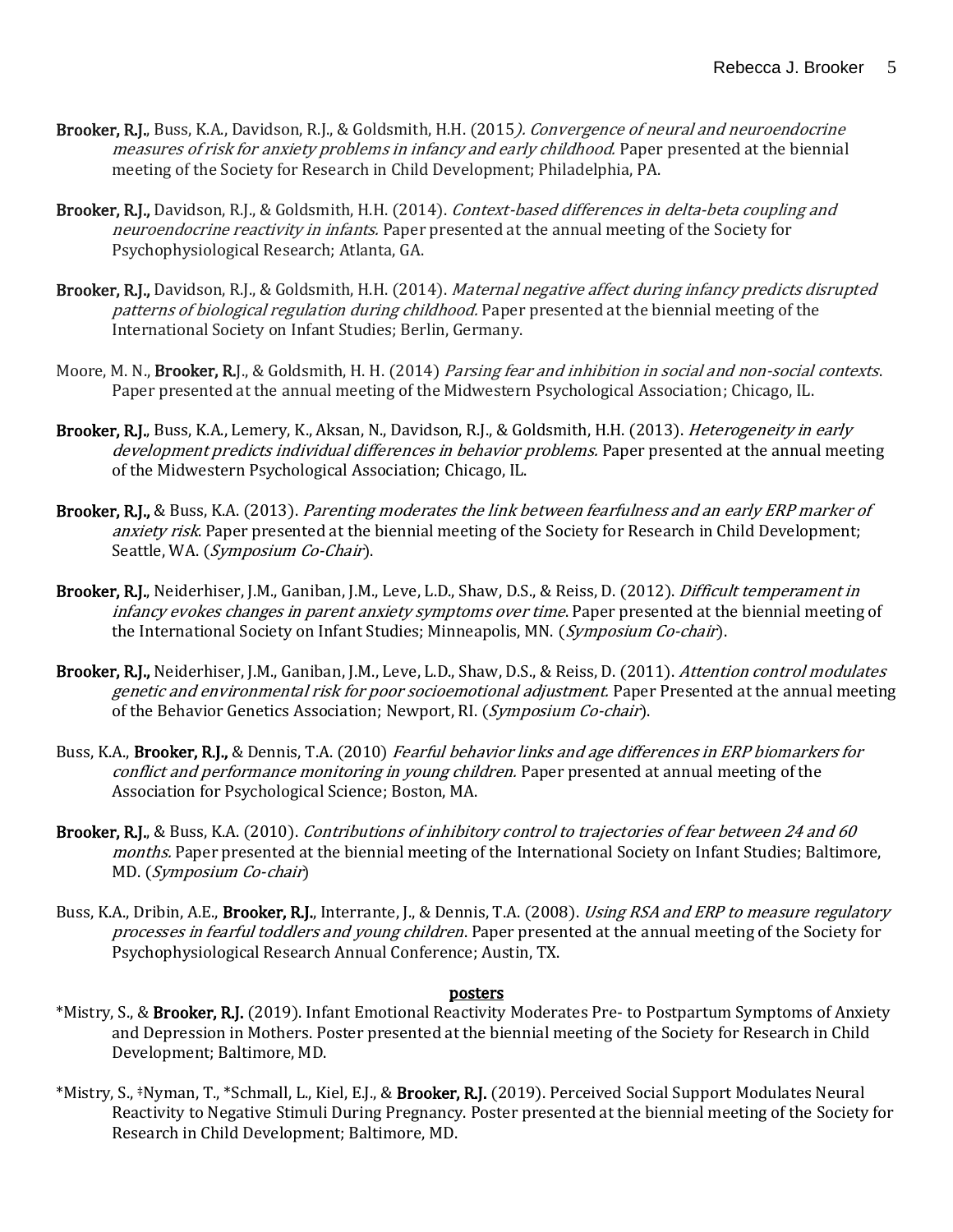**Brooker, R.J.**, Buss, K.A., Davidson, R.J., & Goldsmith, H.H. (2015*). Convergence of neural and neuroendocrine measures of risk for anxiety problems in infancy and early childhood.* Paper presented at the biennial meeting of the Society for Research in Child Development; Philadelphia, PA.

**Brooker, R.J.,** Davidson, R.J., & Goldsmith, H.H. (2014). *Context-based differences in delta-beta coupling and neuroendocrine reactivity in infants.* Paper presented at the annual meeting of the Society for Psychophysiological Research; Atlanta, GA.

**Brooker, R.J.,** Davidson, R.J., & Goldsmith, H.H. (2014). *Maternal negative affect during infancy predicts disrupted patterns of biological regulation during childhood.* Paper presented at the biennial meeting of the International Society on Infant Studies; Berlin, Germany.

Moore, M. N., **Brooker, R.**J., & Goldsmith, H. H. (2014) *Parsing fear and inhibition in social and non-social contexts*. Paper presented at the annual meeting of the Midwestern Psychological Association; Chicago, IL.

**Brooker, R.J.**, Buss, K.A., Lemery, K., Aksan, N., Davidson, R.J., & Goldsmith, H.H. (2013). *Heterogeneity in early development predicts individual differences in behavior problems.* Paper presented at the annual meeting of the Midwestern Psychological Association; Chicago, IL.

**Brooker, R.J.,** & Buss, K.A. (2013). *Parenting moderates the link between fearfulness and an early ERP marker of anxiety risk*. Paper presented at the biennial meeting of the Society for Research in Child Development; Seattle, WA. (*Symposium Co-Chair*).

**Brooker, R.J.**, Neiderhiser, J.M., Ganiban, J.M., Leve, L.D., Shaw, D.S., & Reiss, D. (2012). *Difficult temperament in infancy evokes changes in parent anxiety symptoms over time*. Paper presented at the biennial meeting of the International Society on Infant Studies; Minneapolis, MN. (*Symposium Co-chair*).

**Brooker, R.J.,** Neiderhiser, J.M., Ganiban, J.M., Leve, L.D., Shaw, D.S., & Reiss, D. (2011). *Attention control modulates genetic and environmental risk for poor socioemotional adjustment.* Paper Presented at the annual meeting of the Behavior Genetics Association; Newport, RI. (*Symposium Co-chair*).

Buss, K.A., **Brooker, R.J.,** & Dennis, T.A. (2010) *Fearful behavior links and age differences in ERP biomarkers for conflict and performance monitoring in young children.* Paper presented at annual meeting of the Association for Psychological Science; Boston, MA.

**Brooker, R.J.**, & Buss, K.A. (2010). *Contributions of inhibitory control to trajectories of fear between 24 and 60 months.* Paper presented at the biennial meeting of the International Society on Infant Studies; Baltimore, MD. (*Symposium Co-chair*)

Buss, K.A., Dribin, A.E., **Brooker, R.J.**, Interrante, J., & Dennis, T.A. (2008). *Using RSA and ERP to measure regulatory processes in fearful toddlers and young children*. Paper presented at the annual meeting of the Society for Psychophysiological Research Annual Conference; Austin, TX.

## posters

*Mistry, S., & **Brooker, R.J.** (2019). Infant Emotional Reactivity Moderates Pre- to Postpartum Symptoms of Anxiety and Depression in Mothers. Poster presented at the biennial meeting of the Society for Research in Child Development; Baltimore, MD.

*Mistry, S., ‡Nyman, T., *Schmall, L., Kiel, E.J., & **Brooker, R.J.** (2019). Perceived Social Support Modulates Neural Reactivity to Negative Stimuli During Pregnancy. Poster presented at the biennial meeting of the Society for Research in Child Development; Baltimore, MD.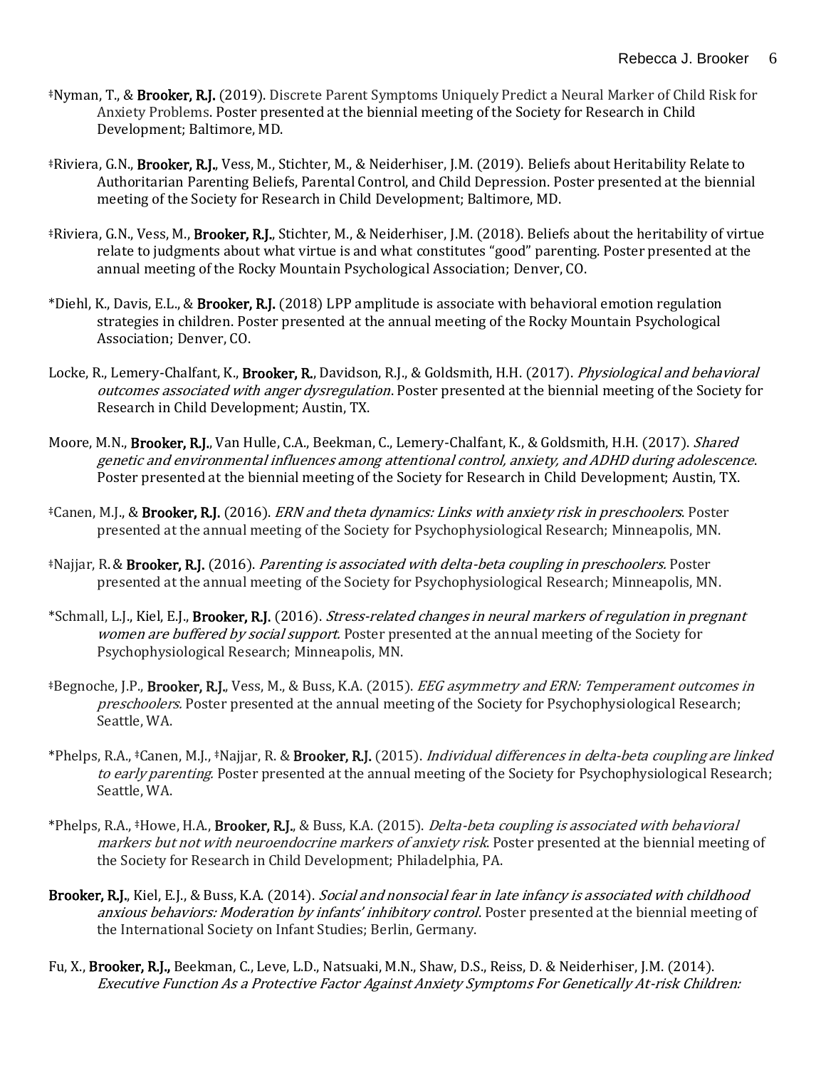‡Nyman, T., & **Brooker, R.J.** (2019). Discrete Parent Symptoms Uniquely Predict a Neural Marker of Child Risk for Anxiety Problems. Poster presented at the biennial meeting of the Society for Research in Child Development; Baltimore, MD.

‡Riviera, G.N., **Brooker, R.J.**, Vess, M., Stichter, M., & Neiderhiser, J.M. (2019). Beliefs about Heritability Relate to Authoritarian Parenting Beliefs, Parental Control, and Child Depression. Poster presented at the biennial meeting of the Society for Research in Child Development; Baltimore, MD.

‡Riviera, G.N., Vess, M., **Brooker, R.J.**, Stichter, M., & Neiderhiser, J.M. (2018). Beliefs about the heritability of virtue relate to judgments about what virtue is and what constitutes "good" parenting. Poster presented at the annual meeting of the Rocky Mountain Psychological Association; Denver, CO.

*Diehl, K., Davis, E.L., & **Brooker, R.J.** (2018) LPP amplitude is associate with behavioral emotion regulation strategies in children. Poster presented at the annual meeting of the Rocky Mountain Psychological Association; Denver, CO.

Locke, R., Lemery-Chalfant, K., **Brooker, R.**, Davidson, R.J., & Goldsmith, H.H. (2017). *Physiological and behavioral outcomes associated with anger dysregulation*. Poster presented at the biennial meeting of the Society for Research in Child Development; Austin, TX.

Moore, M.N., **Brooker, R.J.**, Van Hulle, C.A., Beekman, C., Lemery-Chalfant, K., & Goldsmith, H.H. (2017). *Shared genetic and environmental influences among attentional control, anxiety, and ADHD during adolescence*. Poster presented at the biennial meeting of the Society for Research in Child Development; Austin, TX.

‡Canen, M.J., & **Brooker, R.J.** (2016). *ERN and theta dynamics: Links with anxiety risk in preschoolers*. Poster presented at the annual meeting of the Society for Psychophysiological Research; Minneapolis, MN.

‡Najjar, R. & **Brooker, R.J.** (2016). *Parenting is associated with delta-beta coupling in preschoolers.* Poster presented at the annual meeting of the Society for Psychophysiological Research; Minneapolis, MN.

*Schmall, L.J., Kiel, E.J., **Brooker, R.J.** (2016). *Stress-related changes in neural markers of regulation in pregnant women are buffered by social support.* Poster presented at the annual meeting of the Society for Psychophysiological Research; Minneapolis, MN.

‡Begnoche, J.P., **Brooker, R.J.**, Vess, M., & Buss, K.A. (2015). *EEG asymmetry and ERN: Temperament outcomes in preschoolers.* Poster presented at the annual meeting of the Society for Psychophysiological Research; Seattle, WA.

*Phelps, R.A., ‡Canen, M.J., ‡Najjar, R. & **Brooker, R.J.** (2015). *Individual differences in delta-beta coupling are linked to early parenting.* Poster presented at the annual meeting of the Society for Psychophysiological Research; Seattle, WA.

*Phelps, R.A., ‡Howe, H.A., **Brooker, R.J.**, & Buss, K.A. (2015). *Delta-beta coupling is associated with behavioral markers but not with neuroendocrine markers of anxiety risk*. Poster presented at the biennial meeting of the Society for Research in Child Development; Philadelphia, PA.

**Brooker, R.J.**, Kiel, E.J., & Buss, K.A. (2014). *Social and nonsocial fear in late infancy is associated with childhood anxious behaviors: Moderation by infants' inhibitory control*. Poster presented at the biennial meeting of the International Society on Infant Studies; Berlin, Germany.

Fu, X., **Brooker, R.J.**, Beekman, C., Leve, L.D., Natsuaki, M.N., Shaw, D.S., Reiss, D. & Neiderhiser, J.M. (2014). *Executive Function As a Protective Factor Against Anxiety Symptoms For Genetically At-risk Children:*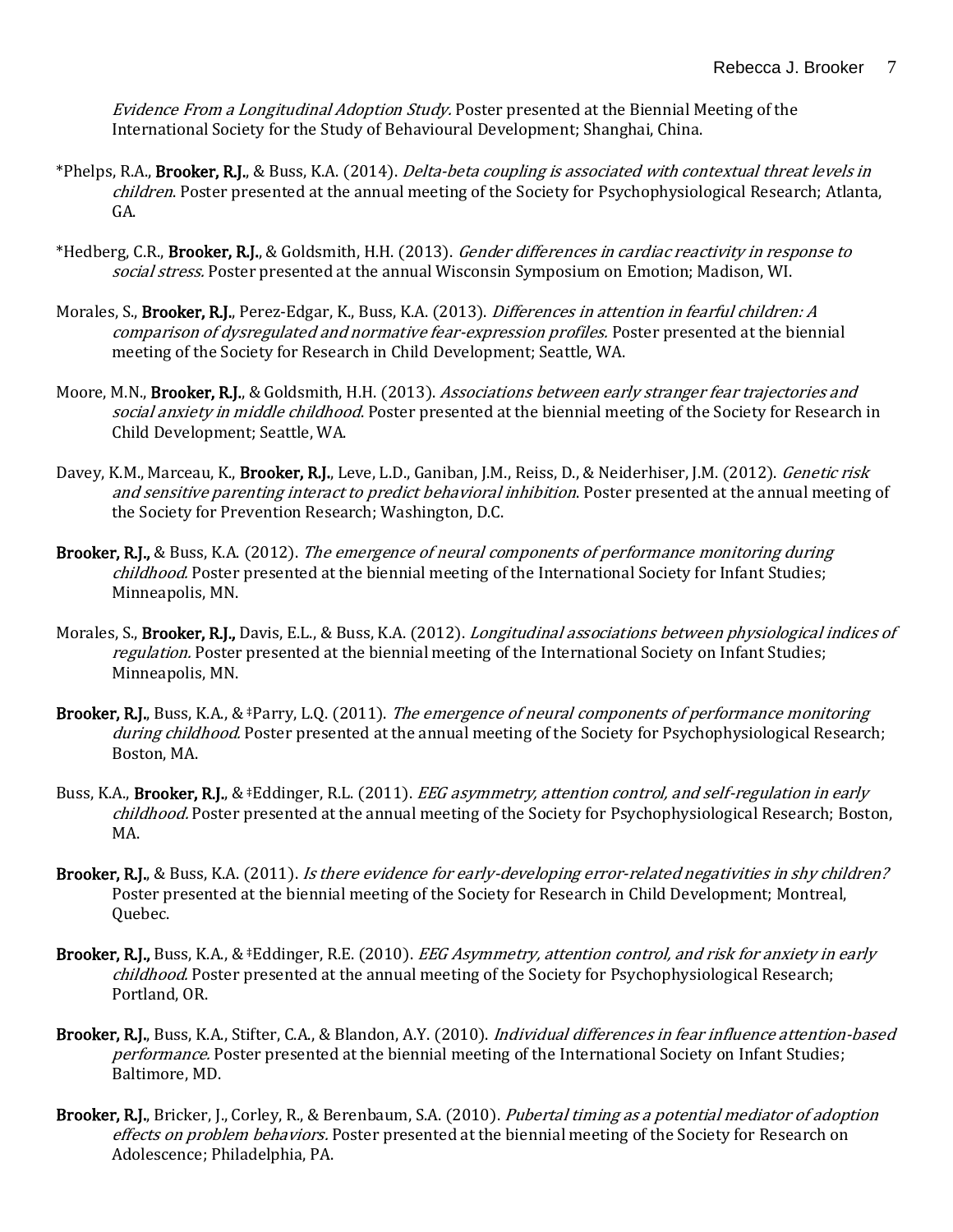*Evidence From a Longitudinal Adoption Study.* Poster presented at the Biennial Meeting of the International Society for the Study of Behavioural Development; Shanghai, China.

*Phelps, R.A., **Brooker, R.J.**, & Buss, K.A. (2014). *Delta-beta coupling is associated with contextual threat levels in children*. Poster presented at the annual meeting of the Society for Psychophysiological Research; Atlanta, GA.

*Hedberg, C.R., **Brooker, R.J.**, & Goldsmith, H.H. (2013). *Gender differences in cardiac reactivity in response to social stress.* Poster presented at the annual Wisconsin Symposium on Emotion; Madison, WI.

Morales, S., **Brooker, R.J.**, Perez-Edgar, K., Buss, K.A. (2013). *Differences in attention in fearful children: A comparison of dysregulated and normative fear-expression profiles.* Poster presented at the biennial meeting of the Society for Research in Child Development; Seattle, WA.

Moore, M.N., **Brooker, R.J.**, & Goldsmith, H.H. (2013). *Associations between early stranger fear trajectories and social anxiety in middle childhood*. Poster presented at the biennial meeting of the Society for Research in Child Development; Seattle, WA.

Davey, K.M., Marceau, K., **Brooker, R.J.**, Leve, L.D., Ganiban, J.M., Reiss, D., & Neiderhiser, J.M. (2012). *Genetic risk and sensitive parenting interact to predict behavioral inhibition*. Poster presented at the annual meeting of the Society for Prevention Research; Washington, D.C.

**Brooker, R.J.**, & Buss, K.A. (2012). *The emergence of neural components of performance monitoring during childhood.* Poster presented at the biennial meeting of the International Society for Infant Studies; Minneapolis, MN.

Morales, S., **Brooker, R.J.**, Davis, E.L., & Buss, K.A. (2012). *Longitudinal associations between physiological indices of regulation.* Poster presented at the biennial meeting of the International Society on Infant Studies; Minneapolis, MN.

**Brooker, R.J.**, Buss, K.A., & ‡Parry, L.Q. (2011). *The emergence of neural components of performance monitoring during childhood.* Poster presented at the annual meeting of the Society for Psychophysiological Research; Boston, MA.

Buss, K.A., **Brooker, R.J.**, & ‡Eddinger, R.L. (2011). *EEG asymmetry, attention control, and self-regulation in early childhood.* Poster presented at the annual meeting of the Society for Psychophysiological Research; Boston, MA.

**Brooker, R.J.**, & Buss, K.A. (2011). *Is there evidence for early-developing error-related negativities in shy children?* Poster presented at the biennial meeting of the Society for Research in Child Development; Montreal, Quebec.

**Brooker, R.J.**, Buss, K.A., & ‡Eddinger, R.E. (2010). *EEG Asymmetry, attention control, and risk for anxiety in early childhood.* Poster presented at the annual meeting of the Society for Psychophysiological Research; Portland, OR.

**Brooker, R.J.**, Buss, K.A., Stifter, C.A., & Blandon, A.Y. (2010). *Individual differences in fear influence attention-based performance.* Poster presented at the biennial meeting of the International Society on Infant Studies; Baltimore, MD.

**Brooker, R.J.**, Bricker, J., Corley, R., & Berenbaum, S.A. (2010). *Pubertal timing as a potential mediator of adoption effects on problem behaviors.* Poster presented at the biennial meeting of the Society for Research on Adolescence; Philadelphia, PA.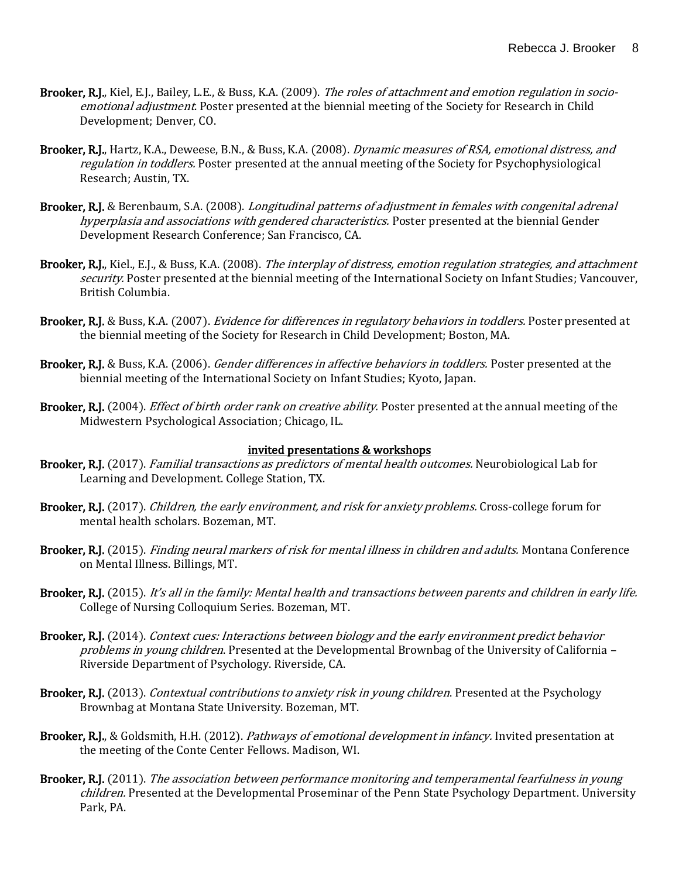**Brooker, R.J.**, Kiel, E.J., Bailey, L.E., & Buss, K.A. (2009). *The roles of attachment and emotion regulation in socio-emotional adjustment*. Poster presented at the biennial meeting of the Society for Research in Child Development; Denver, CO.

**Brooker, R.J.**, Hartz, K.A., Deweese, B.N., & Buss, K.A. (2008). *Dynamic measures of RSA, emotional distress, and regulation in toddlers.* Poster presented at the annual meeting of the Society for Psychophysiological Research; Austin, TX.

**Brooker, R.J.** & Berenbaum, S.A. (2008). *Longitudinal patterns of adjustment in females with congenital adrenal hyperplasia and associations with gendered characteristics.* Poster presented at the biennial Gender Development Research Conference; San Francisco, CA.

**Brooker, R.J.**, Kiel., E.J., & Buss, K.A. (2008). *The interplay of distress, emotion regulation strategies, and attachment security.* Poster presented at the biennial meeting of the International Society on Infant Studies; Vancouver, British Columbia.

**Brooker, R.J.** & Buss, K.A. (2007). *Evidence for differences in regulatory behaviors in toddlers.* Poster presented at the biennial meeting of the Society for Research in Child Development; Boston, MA.

**Brooker, R.J.** & Buss, K.A. (2006). *Gender differences in affective behaviors in toddlers.* Poster presented at the biennial meeting of the International Society on Infant Studies; Kyoto, Japan.

**Brooker, R.J.** (2004). *Effect of birth order rank on creative ability.* Poster presented at the annual meeting of the Midwestern Psychological Association; Chicago, IL.

## invited presentations & workshops

**Brooker, R.J.** (2017). *Familial transactions as predictors of mental health outcomes.* Neurobiological Lab for Learning and Development. College Station, TX.

**Brooker, R.J.** (2017). *Children, the early environment, and risk for anxiety problems.* Cross-college forum for mental health scholars. Bozeman, MT.

**Brooker, R.J.** (2015). *Finding neural markers of risk for mental illness in children and adults.* Montana Conference on Mental Illness. Billings, MT.

**Brooker, R.J.** (2015). *It's all in the family: Mental health and transactions between parents and children in early life.* College of Nursing Colloquium Series. Bozeman, MT.

**Brooker, R.J.** (2014). *Context cues: Interactions between biology and the early environment predict behavior problems in young children*. Presented at the Developmental Brownbag of the University of California – Riverside Department of Psychology. Riverside, CA.

**Brooker, R.J.** (2013). *Contextual contributions to anxiety risk in young children*. Presented at the Psychology Brownbag at Montana State University. Bozeman, MT.

**Brooker, R.J.**, & Goldsmith, H.H. (2012). *Pathways of emotional development in infancy.* Invited presentation at the meeting of the Conte Center Fellows. Madison, WI.

**Brooker, R.J.** (2011). *The association between performance monitoring and temperamental fearfulness in young children.* Presented at the Developmental Proseminar of the Penn State Psychology Department. University Park, PA.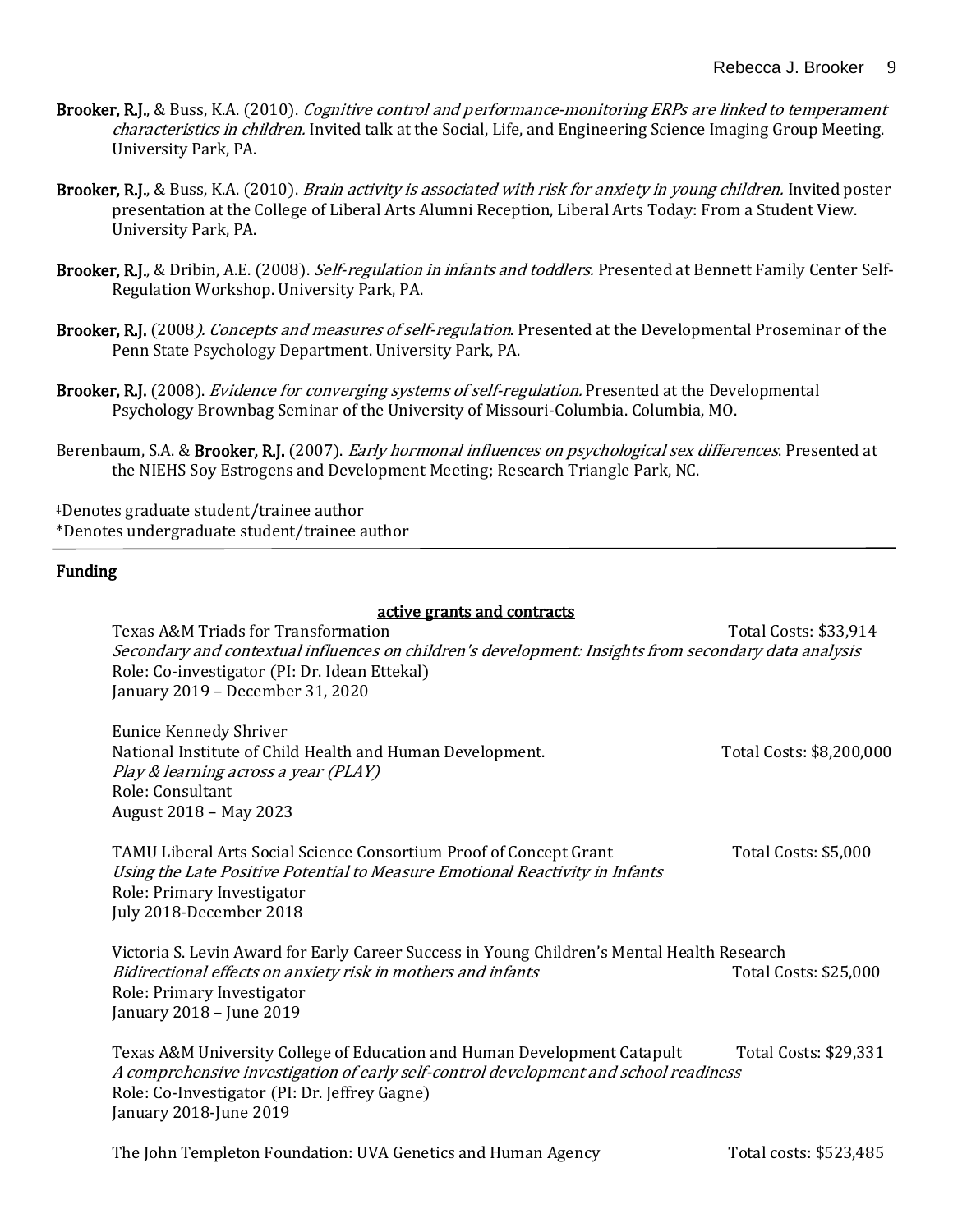**Brooker, R.J.**, & Buss, K.A. (2010). *Cognitive control and performance-monitoring ERPs are linked to temperament characteristics in children.* Invited talk at the Social, Life, and Engineering Science Imaging Group Meeting. University Park, PA.

**Brooker, R.J.**, & Buss, K.A. (2010). *Brain activity is associated with risk for anxiety in young children.* Invited poster presentation at the College of Liberal Arts Alumni Reception, Liberal Arts Today: From a Student View. University Park, PA.

**Brooker, R.J.**, & Dribin, A.E. (2008). *Self-regulation in infants and toddlers.* Presented at Bennett Family Center Self-Regulation Workshop. University Park, PA.

**Brooker, R.J.** (2008*). Concepts and measures of self-regulation*. Presented at the Developmental Proseminar of the Penn State Psychology Department. University Park, PA.

**Brooker, R.J.** (2008). *Evidence for converging systems of self-regulation.* Presented at the Developmental Psychology Brownbag Seminar of the University of Missouri-Columbia. Columbia, MO.

Berenbaum, S.A. & **Brooker, R.J.** (2007). *Early hormonal influences on psychological sex differences*. Presented at the NIEHS Soy Estrogens and Development Meeting; Research Triangle Park, NC.

‡Denotes graduate student/trainee author
*Denotes undergraduate student/trainee author

## Funding

### active grants and contracts

Texas A&M Triads for Transformation — Total Costs: $33,914
*Secondary and contextual influences on children's development: Insights from secondary data analysis*
Role: Co-investigator (PI: Dr. Idean Ettekal)
January 2019 – December 31, 2020

Eunice Kennedy Shriver
National Institute of Child Health and Human Development. — Total Costs: $8,200,000
*Play & learning across a year (PLAY)*
Role: Consultant
August 2018 – May 2023

TAMU Liberal Arts Social Science Consortium Proof of Concept Grant — Total Costs: $5,000
*Using the Late Positive Potential to Measure Emotional Reactivity in Infants*
Role: Primary Investigator
July 2018-December 2018

Victoria S. Levin Award for Early Career Success in Young Children's Mental Health Research
*Bidirectional effects on anxiety risk in mothers and infants* — Total Costs: $25,000
Role: Primary Investigator
January 2018 – June 2019

Texas A&M University College of Education and Human Development Catapult — Total Costs: $29,331
*A comprehensive investigation of early self-control development and school readiness*
Role: Co-Investigator (PI: Dr. Jeffrey Gagne)
January 2018-June 2019

The John Templeton Foundation: UVA Genetics and Human Agency — Total costs: $523,485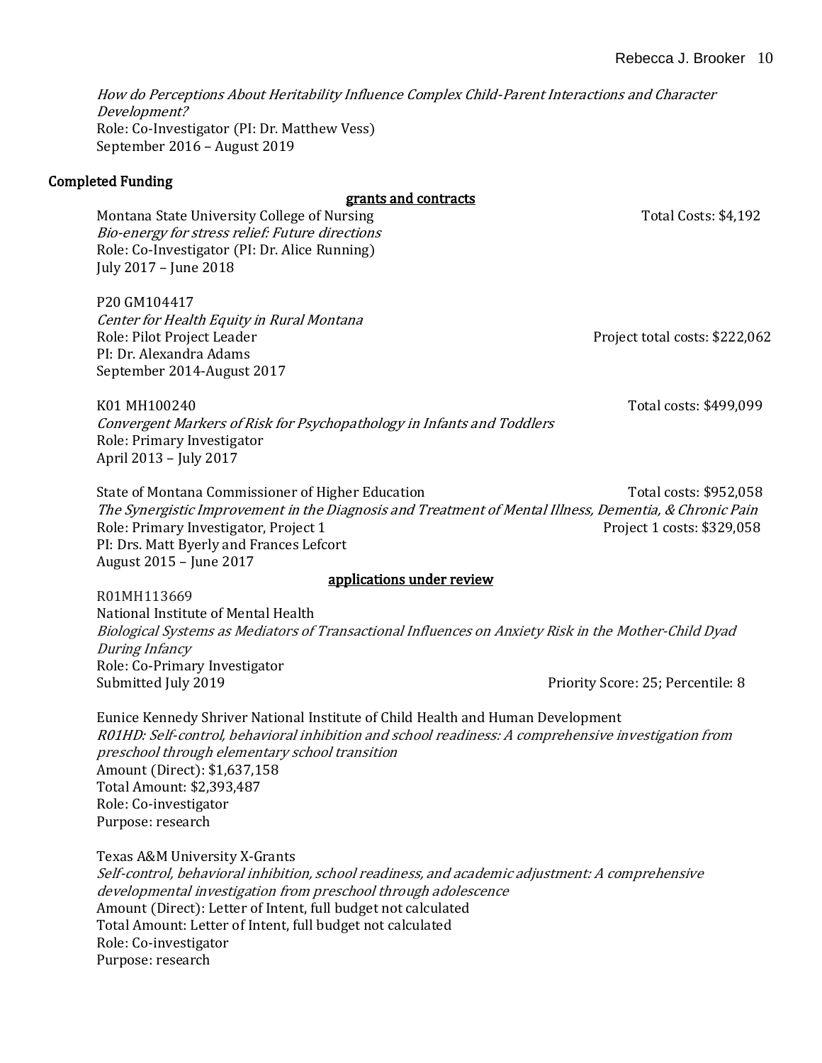*How do Perceptions About Heritability Influence Complex Child-Parent Interactions and Character Development?*
Role: Co-Investigator (PI: Dr. Matthew Vess)
September 2016 – August 2019

## Completed Funding

### grants and contracts

Montana State University College of Nursing — Total Costs: $4,192
*Bio-energy for stress relief: Future directions*
Role: Co-Investigator (PI: Dr. Alice Running)
July 2017 – June 2018

P20 GM104417
*Center for Health Equity in Rural Montana*
Role: Pilot Project Leader — Project total costs: $222,062
PI: Dr. Alexandra Adams
September 2014-August 2017

K01 MH100240 — Total costs: $499,099
*Convergent Markers of Risk for Psychopathology in Infants and Toddlers*
Role: Primary Investigator
April 2013 – July 2017

State of Montana Commissioner of Higher Education — Total costs: $952,058
*The Synergistic Improvement in the Diagnosis and Treatment of Mental Illness, Dementia, & Chronic Pain*
Role: Primary Investigator, Project 1 — Project 1 costs: $329,058
PI: Drs. Matt Byerly and Frances Lefcort
August 2015 – June 2017

### applications under review

R01MH113669
National Institute of Mental Health
*Biological Systems as Mediators of Transactional Influences on Anxiety Risk in the Mother-Child Dyad During Infancy*
Role: Co-Primary Investigator
Submitted July 2019 — Priority Score: 25; Percentile: 8

Eunice Kennedy Shriver National Institute of Child Health and Human Development
*R01HD: Self-control, behavioral inhibition and school readiness: A comprehensive investigation from preschool through elementary school transition*
Amount (Direct): $1,637,158
Total Amount: $2,393,487
Role: Co-investigator
Purpose: research

Texas A&M University X-Grants
*Self-control, behavioral inhibition, school readiness, and academic adjustment: A comprehensive developmental investigation from preschool through adolescence*
Amount (Direct): Letter of Intent, full budget not calculated
Total Amount: Letter of Intent, full budget not calculated
Role: Co-investigator
Purpose: research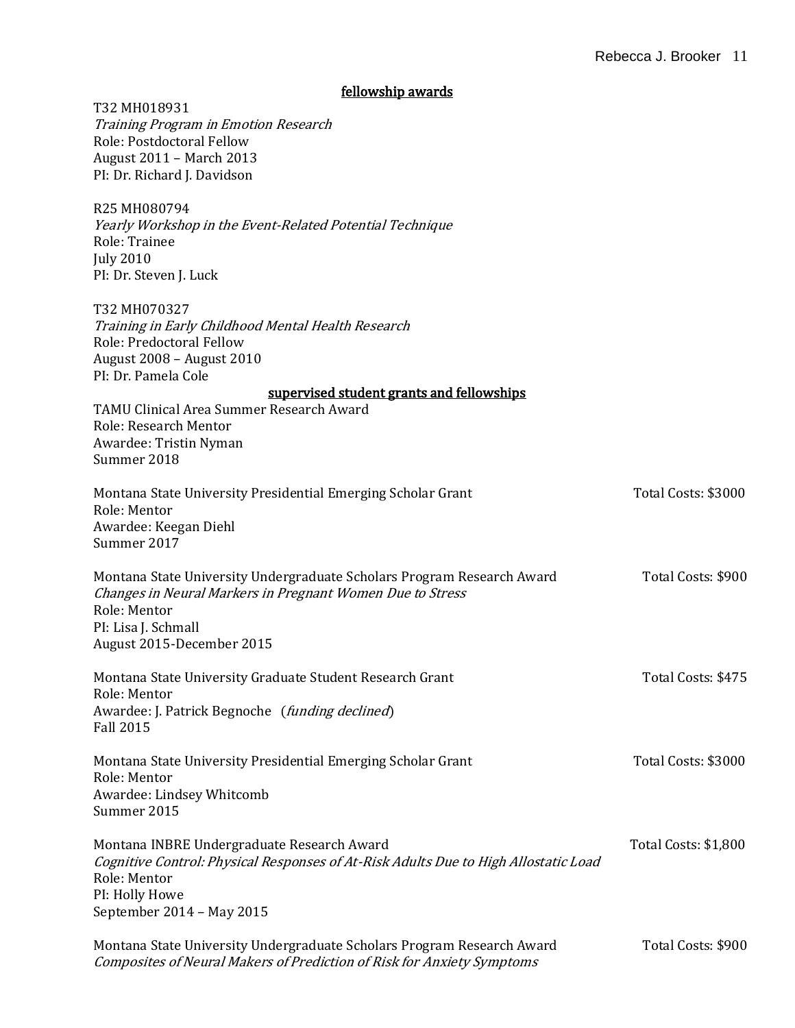## fellowship awards

T32 MH018931
*Training Program in Emotion Research*
Role: Postdoctoral Fellow
August 2011 – March 2013
PI: Dr. Richard J. Davidson

R25 MH080794
*Yearly Workshop in the Event-Related Potential Technique*
Role: Trainee
July 2010
PI: Dr. Steven J. Luck

T32 MH070327
*Training in Early Childhood Mental Health Research*
Role: Predoctoral Fellow
August 2008 – August 2010
PI: Dr. Pamela Cole

## supervised student grants and fellowships

TAMU Clinical Area Summer Research Award
Role: Research Mentor
Awardee: Tristin Nyman
Summer 2018

Montana State University Presidential Emerging Scholar Grant — Total Costs: $3000
Role: Mentor
Awardee: Keegan Diehl
Summer 2017

Montana State University Undergraduate Scholars Program Research Award — Total Costs: $900
*Changes in Neural Markers in Pregnant Women Due to Stress*
Role: Mentor
PI: Lisa J. Schmall
August 2015-December 2015

Montana State University Graduate Student Research Grant — Total Costs: $475
Role: Mentor
Awardee: J. Patrick Begnoche (*funding declined*)
Fall 2015

Montana State University Presidential Emerging Scholar Grant — Total Costs: $3000
Role: Mentor
Awardee: Lindsey Whitcomb
Summer 2015

Montana INBRE Undergraduate Research Award — Total Costs: $1,800
*Cognitive Control: Physical Responses of At-Risk Adults Due to High Allostatic Load*
Role: Mentor
PI: Holly Howe
September 2014 – May 2015

Montana State University Undergraduate Scholars Program Research Award — Total Costs: $900
*Composites of Neural Makers of Prediction of Risk for Anxiety Symptoms*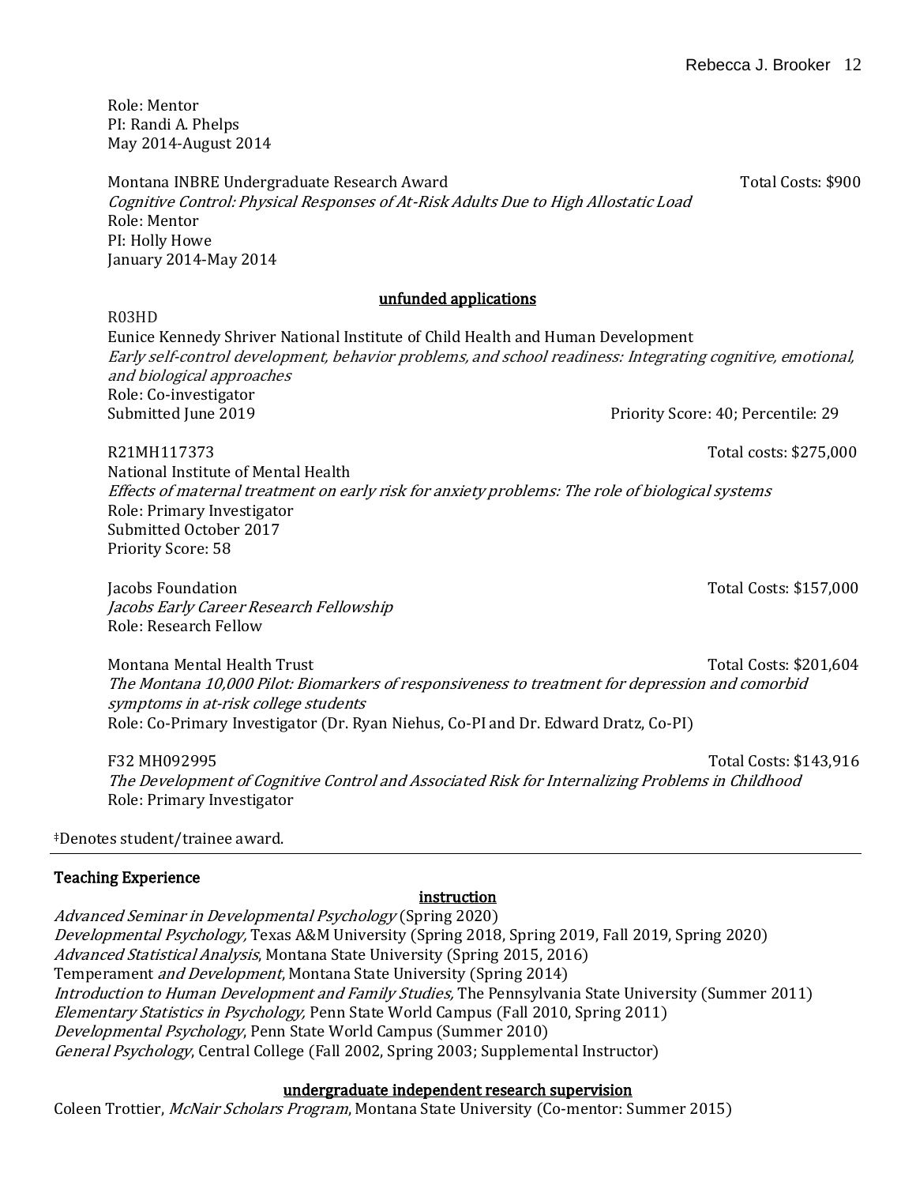Role: Mentor
PI: Randi A. Phelps
May 2014-August 2014

Montana INBRE Undergraduate Research Award — Total Costs: $900
*Cognitive Control: Physical Responses of At-Risk Adults Due to High Allostatic Load*
Role: Mentor
PI: Holly Howe
January 2014-May 2014

### unfunded applications

R03HD
Eunice Kennedy Shriver National Institute of Child Health and Human Development
*Early self-control development, behavior problems, and school readiness: Integrating cognitive, emotional, and biological approaches*
Role: Co-investigator
Submitted June 2019 — Priority Score: 40; Percentile: 29

R21MH117373 — Total costs: $275,000
National Institute of Mental Health
*Effects of maternal treatment on early risk for anxiety problems: The role of biological systems*
Role: Primary Investigator
Submitted October 2017
Priority Score: 58

Jacobs Foundation — Total Costs: $157,000
*Jacobs Early Career Research Fellowship*
Role: Research Fellow

Montana Mental Health Trust — Total Costs: $201,604
*The Montana 10,000 Pilot: Biomarkers of responsiveness to treatment for depression and comorbid symptoms in at-risk college students*
Role: Co-Primary Investigator (Dr. Ryan Niehus, Co-PI and Dr. Edward Dratz, Co-PI)

F32 MH092995 — Total Costs: $143,916
*The Development of Cognitive Control and Associated Risk for Internalizing Problems in Childhood*
Role: Primary Investigator

‡Denotes student/trainee award.

## Teaching Experience

### instruction

*Advanced Seminar in Developmental Psychology* (Spring 2020)
*Developmental Psychology,* Texas A&M University (Spring 2018, Spring 2019, Fall 2019, Spring 2020)
*Advanced Statistical Analysis*, Montana State University (Spring 2015, 2016)
Temperament *and Development*, Montana State University (Spring 2014)
*Introduction to Human Development and Family Studies,* The Pennsylvania State University (Summer 2011)
*Elementary Statistics in Psychology,* Penn State World Campus (Fall 2010, Spring 2011)
*Developmental Psychology*, Penn State World Campus (Summer 2010)
*General Psychology*, Central College (Fall 2002, Spring 2003; Supplemental Instructor)

### undergraduate independent research supervision

Coleen Trottier, *McNair Scholars Program*, Montana State University (Co-mentor: Summer 2015)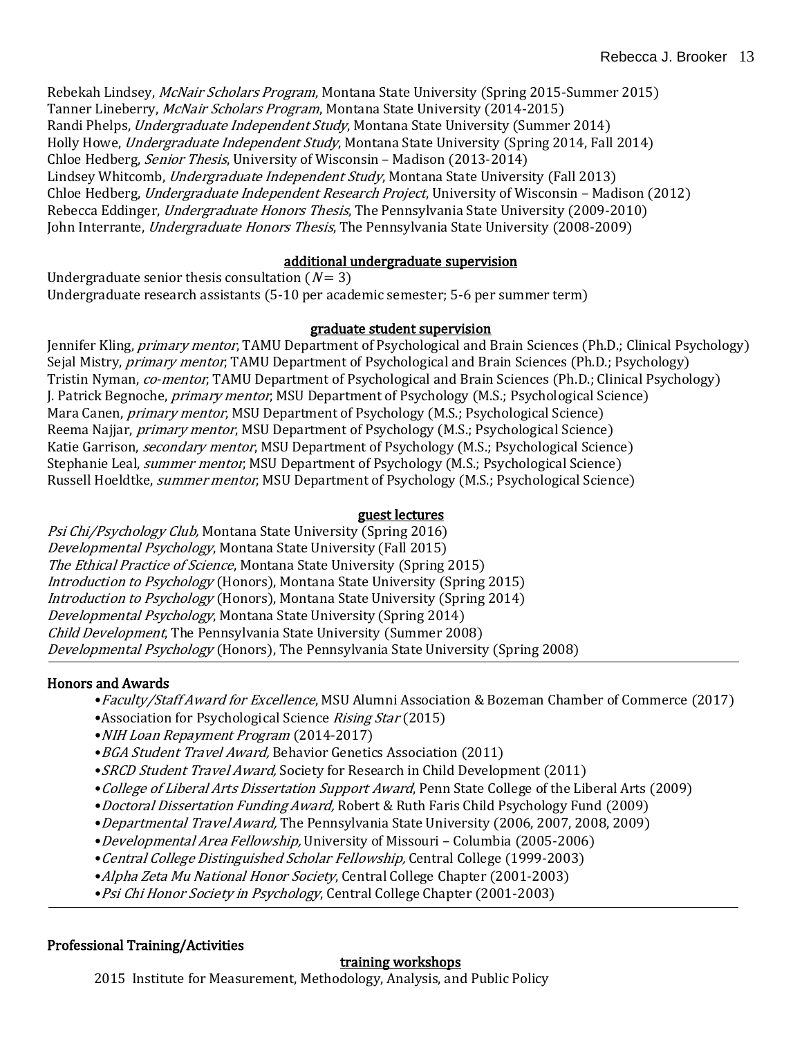Rebekah Lindsey, *McNair Scholars Program*, Montana State University (Spring 2015-Summer 2015)
Tanner Lineberry, *McNair Scholars Program*, Montana State University (2014-2015)
Randi Phelps, *Undergraduate Independent Study*, Montana State University (Summer 2014)
Holly Howe, *Undergraduate Independent Study*, Montana State University (Spring 2014, Fall 2014)
Chloe Hedberg, *Senior Thesis*, University of Wisconsin – Madison (2013-2014)
Lindsey Whitcomb, *Undergraduate Independent Study*, Montana State University (Fall 2013)
Chloe Hedberg, *Undergraduate Independent Research Project*, University of Wisconsin – Madison (2012)
Rebecca Eddinger, *Undergraduate Honors Thesis*, The Pennsylvania State University (2009-2010)
John Interrante, *Undergraduate Honors Thesis*, The Pennsylvania State University (2008-2009)

#### additional undergraduate supervision

Undergraduate senior thesis consultation ($N = 3$)
Undergraduate research assistants (5-10 per academic semester; 5-6 per summer term)

#### graduate student supervision

Jennifer Kling, *primary mentor*, TAMU Department of Psychological and Brain Sciences (Ph.D.; Clinical Psychology)
Sejal Mistry, *primary mentor*, TAMU Department of Psychological and Brain Sciences (Ph.D.; Psychology)
Tristin Nyman, *co-mentor*, TAMU Department of Psychological and Brain Sciences (Ph.D.; Clinical Psychology)
J. Patrick Begnoche, *primary mentor*, MSU Department of Psychology (M.S.; Psychological Science)
Mara Canen, *primary mentor*, MSU Department of Psychology (M.S.; Psychological Science)
Reema Najjar, *primary mentor*, MSU Department of Psychology (M.S.; Psychological Science)
Katie Garrison, *secondary mentor*, MSU Department of Psychology (M.S.; Psychological Science)
Stephanie Leal, *summer mentor*, MSU Department of Psychology (M.S.; Psychological Science)
Russell Hoeldtke, *summer mentor*, MSU Department of Psychology (M.S.; Psychological Science)

#### guest lectures

*Psi Chi/Psychology Club,* Montana State University (Spring 2016)
*Developmental Psychology*, Montana State University (Fall 2015)
*The Ethical Practice of Science*, Montana State University (Spring 2015)
*Introduction to Psychology* (Honors), Montana State University (Spring 2015)
*Introduction to Psychology* (Honors), Montana State University (Spring 2014)
*Developmental Psychology*, Montana State University (Spring 2014)
*Child Development*, The Pennsylvania State University (Summer 2008)
*Developmental Psychology* (Honors), The Pennsylvania State University (Spring 2008)

---

## Honors and Awards

- *Faculty/Staff Award for Excellence*, MSU Alumni Association & Bozeman Chamber of Commerce (2017)
- Association for Psychological Science *Rising Star* (2015)
- *NIH Loan Repayment Program* (2014-2017)
- *BGA Student Travel Award,* Behavior Genetics Association (2011)
- *SRCD Student Travel Award,* Society for Research in Child Development (2011)
- *College of Liberal Arts Dissertation Support Award*, Penn State College of the Liberal Arts (2009)
- *Doctoral Dissertation Funding Award,* Robert & Ruth Faris Child Psychology Fund (2009)
- *Departmental Travel Award,* The Pennsylvania State University (2006, 2007, 2008, 2009)
- *Developmental Area Fellowship,* University of Missouri – Columbia (2005-2006)
- *Central College Distinguished Scholar Fellowship,* Central College (1999-2003)
- *Alpha Zeta Mu National Honor Society*, Central College Chapter (2001-2003)
- *Psi Chi Honor Society in Psychology*, Central College Chapter (2001-2003)

---

## Professional Training/Activities

#### training workshops

2015 Institute for Measurement, Methodology, Analysis, and Public Policy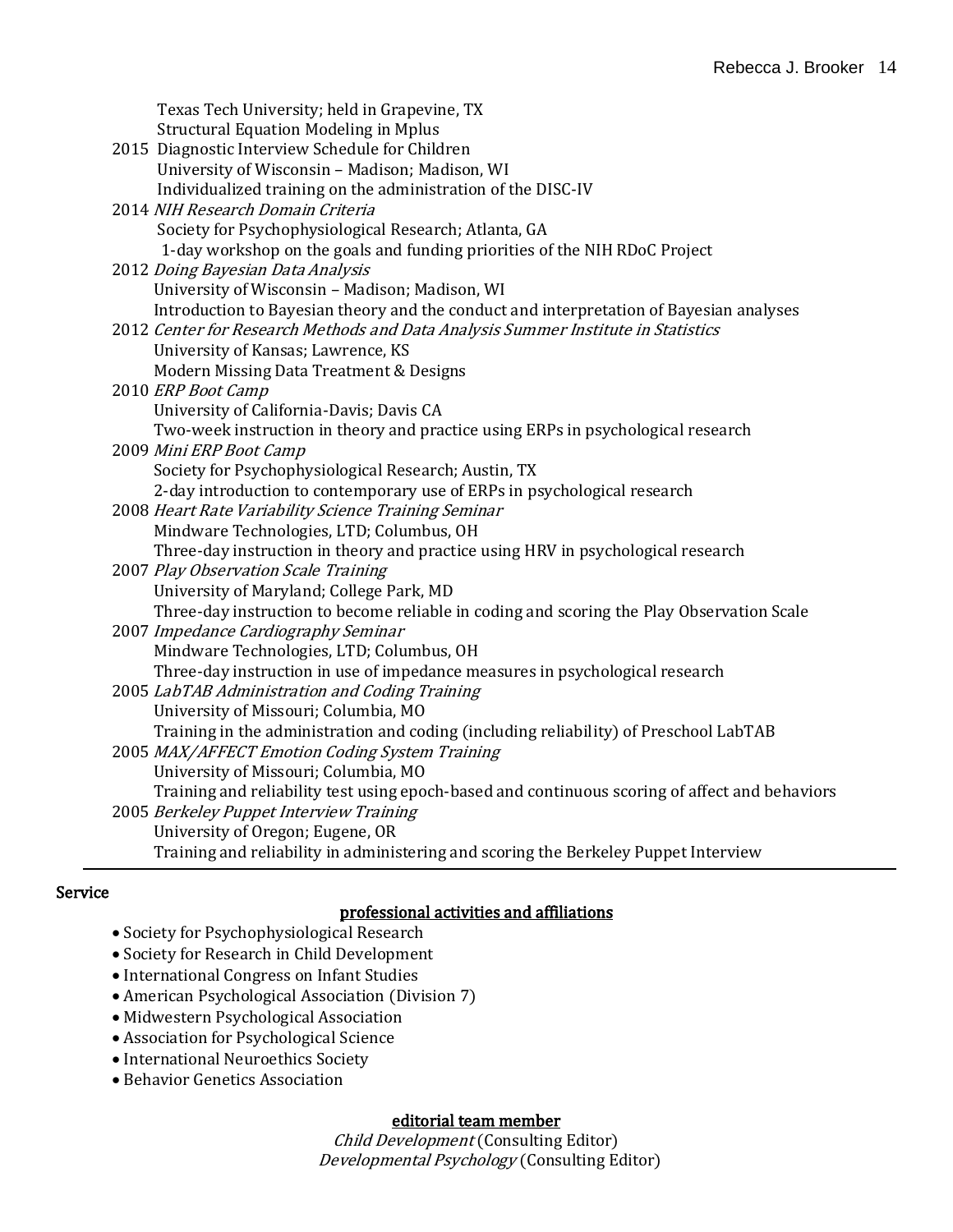Texas Tech University; held in Grapevine, TX
Structural Equation Modeling in Mplus

2015 Diagnostic Interview Schedule for Children
University of Wisconsin – Madison; Madison, WI
Individualized training on the administration of the DISC-IV

2014 *NIH Research Domain Criteria*
Society for Psychophysiological Research; Atlanta, GA
1-day workshop on the goals and funding priorities of the NIH RDoC Project

2012 *Doing Bayesian Data Analysis*
University of Wisconsin – Madison; Madison, WI
Introduction to Bayesian theory and the conduct and interpretation of Bayesian analyses

2012 *Center for Research Methods and Data Analysis Summer Institute in Statistics*
University of Kansas; Lawrence, KS
Modern Missing Data Treatment & Designs

2010 *ERP Boot Camp*
University of California-Davis; Davis CA
Two-week instruction in theory and practice using ERPs in psychological research

2009 *Mini ERP Boot Camp*
Society for Psychophysiological Research; Austin, TX
2-day introduction to contemporary use of ERPs in psychological research

2008 *Heart Rate Variability Science Training Seminar*
Mindware Technologies, LTD; Columbus, OH
Three-day instruction in theory and practice using HRV in psychological research

2007 *Play Observation Scale Training*
University of Maryland; College Park, MD
Three-day instruction to become reliable in coding and scoring the Play Observation Scale

2007 *Impedance Cardiography Seminar*
Mindware Technologies, LTD; Columbus, OH
Three-day instruction in use of impedance measures in psychological research

2005 *LabTAB Administration and Coding Training*
University of Missouri; Columbia, MO
Training in the administration and coding (including reliability) of Preschool LabTAB

2005 *MAX/AFFECT Emotion Coding System Training*
University of Missouri; Columbia, MO
Training and reliability test using epoch-based and continuous scoring of affect and behaviors

2005 *Berkeley Puppet Interview Training*
University of Oregon; Eugene, OR
Training and reliability in administering and scoring the Berkeley Puppet Interview

---

## Service

### professional activities and affiliations

- Society for Psychophysiological Research
- Society for Research in Child Development
- International Congress on Infant Studies
- American Psychological Association (Division 7)
- Midwestern Psychological Association
- Association for Psychological Science
- International Neuroethics Society
- Behavior Genetics Association

### editorial team member

*Child Development* (Consulting Editor)
*Developmental Psychology* (Consulting Editor)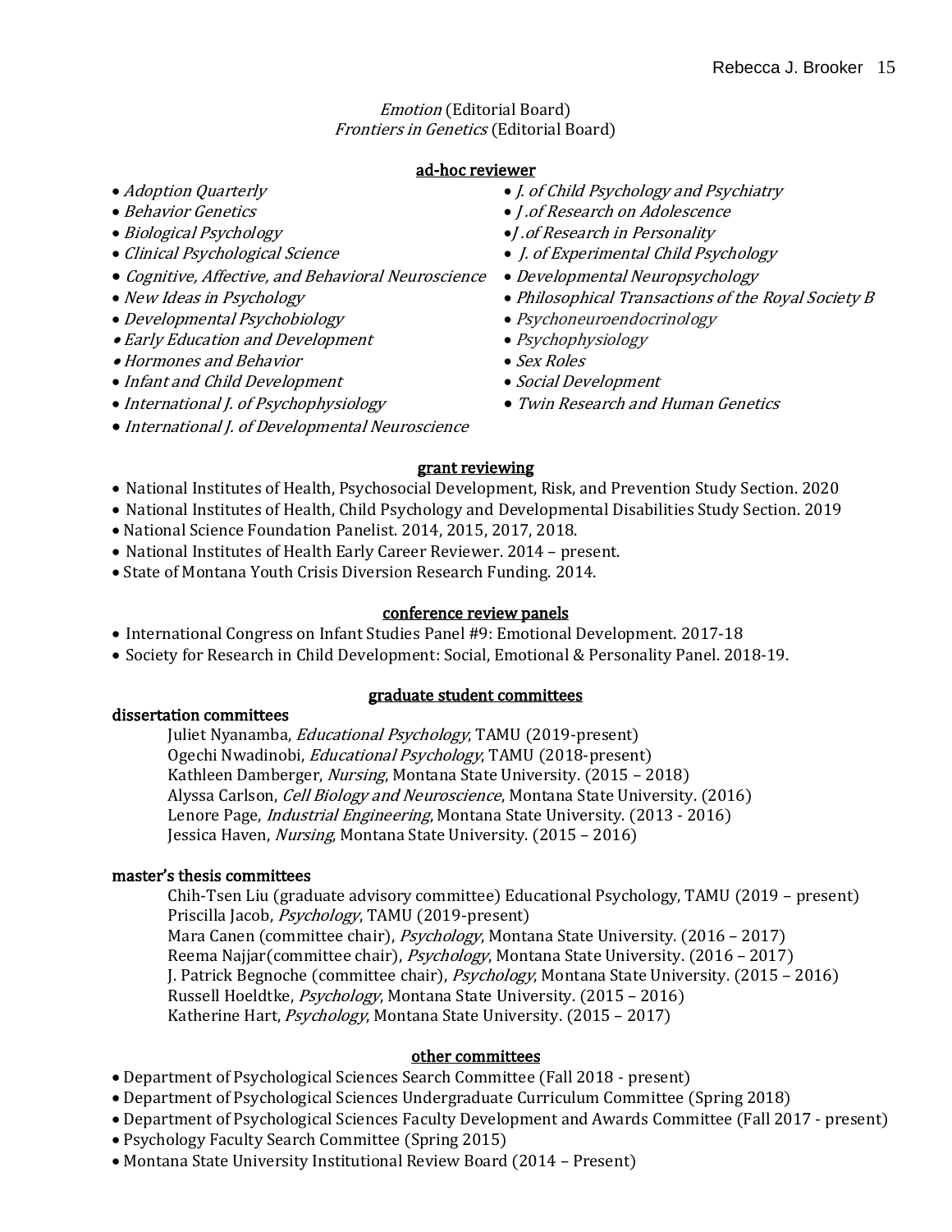*Emotion* (Editorial Board)
*Frontiers in Genetics* (Editorial Board)

## ad-hoc reviewer

- *Adoption Quarterly*
- *Behavior Genetics*
- *Biological Psychology*
- *Clinical Psychological Science*
- *Cognitive, Affective, and Behavioral Neuroscience*
- *New Ideas in Psychology*
- *Developmental Psychobiology*
- *Early Education and Development*
- *Hormones and Behavior*
- *Infant and Child Development*
- *International J. of Psychophysiology*
- *International J. of Developmental Neuroscience*
- *J. of Child Psychology and Psychiatry*
- *J .of Research on Adolescence*
- *J .of Research in Personality*
- *J. of Experimental Child Psychology*
- *Developmental Neuropsychology*
- *Philosophical Transactions of the Royal Society B*
- *Psychoneuroendocrinology*
- *Psychophysiology*
- *Sex Roles*
- *Social Development*
- *Twin Research and Human Genetics*

## grant reviewing

- National Institutes of Health, Psychosocial Development, Risk, and Prevention Study Section. 2020
- National Institutes of Health, Child Psychology and Developmental Disabilities Study Section. 2019
- National Science Foundation Panelist. 2014, 2015, 2017, 2018.
- National Institutes of Health Early Career Reviewer. 2014 – present.
- State of Montana Youth Crisis Diversion Research Funding. 2014.

## conference review panels

- International Congress on Infant Studies Panel #9: Emotional Development. 2017-18
- Society for Research in Child Development: Social, Emotional & Personality Panel. 2018-19.

## graduate student committees

### dissertation committees

Juliet Nyanamba, *Educational Psychology*, TAMU (2019-present)
Ogechi Nwadinobi, *Educational Psychology*, TAMU (2018-present)
Kathleen Damberger, *Nursing*, Montana State University. (2015 – 2018)
Alyssa Carlson, *Cell Biology and Neuroscience*, Montana State University. (2016)
Lenore Page, *Industrial Engineering*, Montana State University. (2013 - 2016)
Jessica Haven, *Nursing*, Montana State University. (2015 – 2016)

### master's thesis committees

Chih-Tsen Liu (graduate advisory committee) Educational Psychology, TAMU (2019 – present)
Priscilla Jacob, *Psychology*, TAMU (2019-present)
Mara Canen (committee chair), *Psychology*, Montana State University. (2016 – 2017)
Reema Najjar(committee chair), *Psychology*, Montana State University. (2016 – 2017)
J. Patrick Begnoche (committee chair), *Psychology*, Montana State University. (2015 – 2016)
Russell Hoeldtke, *Psychology*, Montana State University. (2015 – 2016)
Katherine Hart, *Psychology*, Montana State University. (2015 – 2017)

## other committees

- Department of Psychological Sciences Search Committee (Fall 2018 - present)
- Department of Psychological Sciences Undergraduate Curriculum Committee (Spring 2018)
- Department of Psychological Sciences Faculty Development and Awards Committee (Fall 2017 - present)
- Psychology Faculty Search Committee (Spring 2015)
- Montana State University Institutional Review Board (2014 – Present)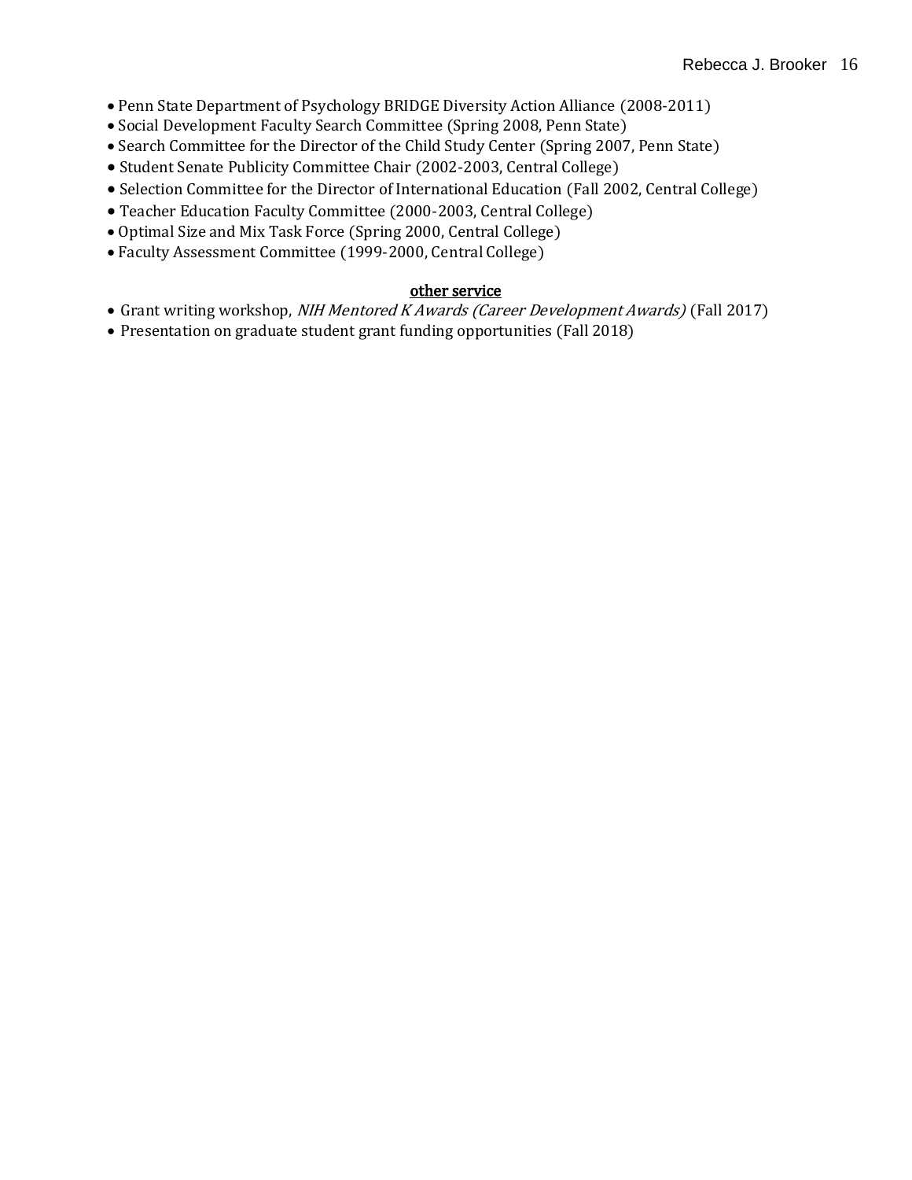- Penn State Department of Psychology BRIDGE Diversity Action Alliance (2008-2011)
- Social Development Faculty Search Committee (Spring 2008, Penn State)
- Search Committee for the Director of the Child Study Center (Spring 2007, Penn State)
- Student Senate Publicity Committee Chair (2002-2003, Central College)
- Selection Committee for the Director of International Education (Fall 2002, Central College)
- Teacher Education Faculty Committee (2000-2003, Central College)
- Optimal Size and Mix Task Force (Spring 2000, Central College)
- Faculty Assessment Committee (1999-2000, Central College)

### other service

- Grant writing workshop, *NIH Mentored K Awards (Career Development Awards)* (Fall 2017)
- Presentation on graduate student grant funding opportunities (Fall 2018)